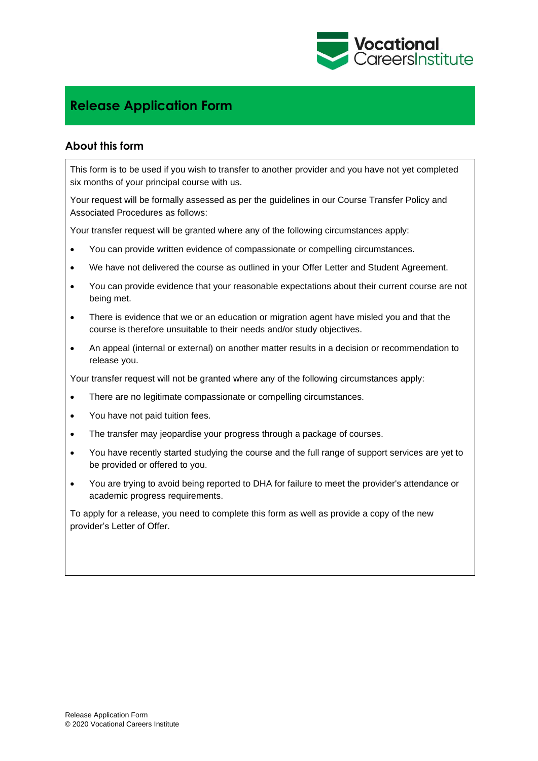# Release Application Form

## About this form

This form is to be used if you wish to transfer to another provider and you have not yet completed six months of your principal course with us.

Your request will be formally assessed as per the guidelines in our Course Transfer Policy and Associated Procedures as follows:

Your transfer request will be granted where any of the following circumstances apply:

- You can provide written evidence of compassionate or compelling circumstances.
- We have not delivered the course as outlined in your Offer Letter and Student Agreement.
- You can provide evidence that your reasonable expectations about their current course are not being met.
- There is evidence that we or an education or migration agent have misled you and that the course is therefore unsuitable to their needs and/or study objectives.
- An appeal (internal or external) on another matter results in a decision or recommendation to release you.

Your transfer request will not be granted where any of the following circumstances apply:

- There are no legitimate compassionate or compelling circumstances.
- You have not paid tuition fees.
- The transfer may jeopardise your progress through a package of courses.
- You have recently started studying the course and the full range of support services are yet to be provided or offered to you.
- You are trying to avoid being reported to DHA for failure to meet the provider's attendance or academic progress requirements.

To apply for a release, you need to complete this form as well as provide a copy of the new provider's Letter of Offer.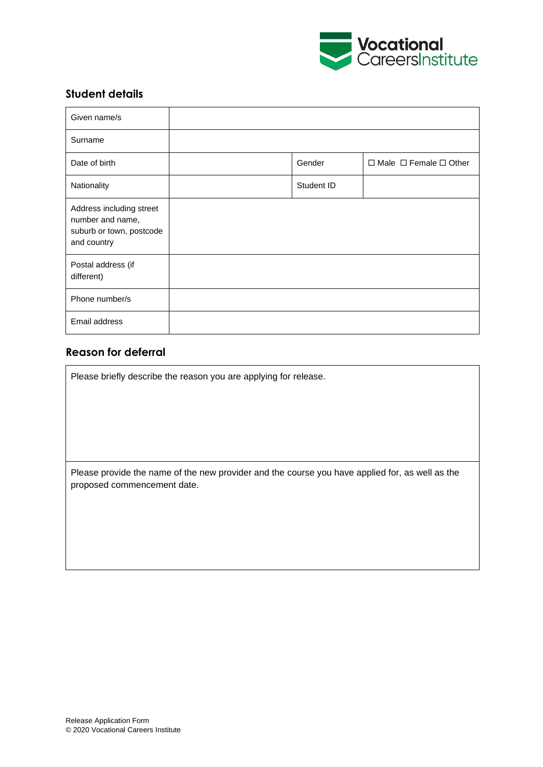## Student details

| Given name/s | | | |
|---|---|---|---|
| Surname | | | |
| Date of birth | | Gender | ☐ Male ☐ Female ☐ Other |
| Nationality | | Student ID | |
| Address including street number and name, suburb or town, postcode and country | | | |
| Postal address (if different) | | | |
| Phone number/s | | | |
| Email address | | | |

## Reason for deferral

| Please briefly describe the reason you are applying for release. |
|---|
| Please provide the name of the new provider and the course you have applied for, as well as the proposed commencement date. |

Release Application Form
© 2020 Vocational Careers Institute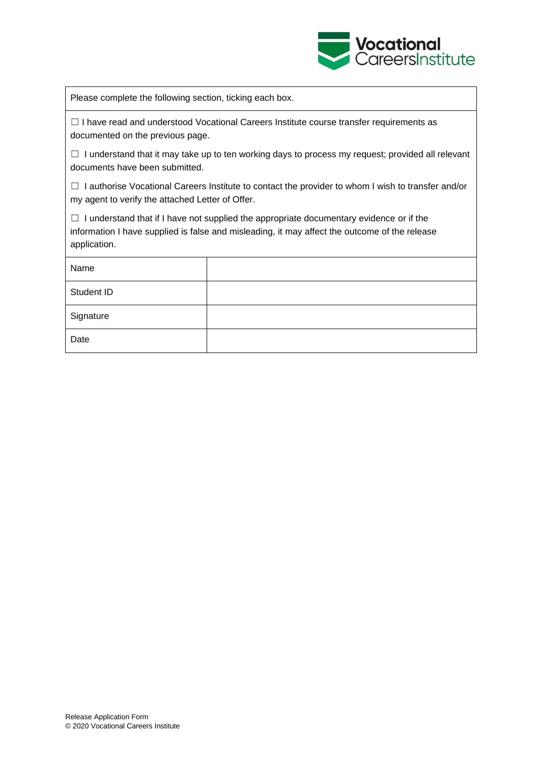Please complete the following section, ticking each box.

☐ I have read and understood Vocational Careers Institute course transfer requirements as documented on the previous page.

☐ I understand that it may take up to ten working days to process my request; provided all relevant documents have been submitted.

☐ I authorise Vocational Careers Institute to contact the provider to whom I wish to transfer and/or my agent to verify the attached Letter of Offer.

☐ I understand that if I have not supplied the appropriate documentary evidence or if the information I have supplied is false and misleading, it may affect the outcome of the release application.

| | |
|---|---|
| Name | |
| Student ID | |
| Signature | |
| Date | |

Release Application Form
© 2020 Vocational Careers Institute